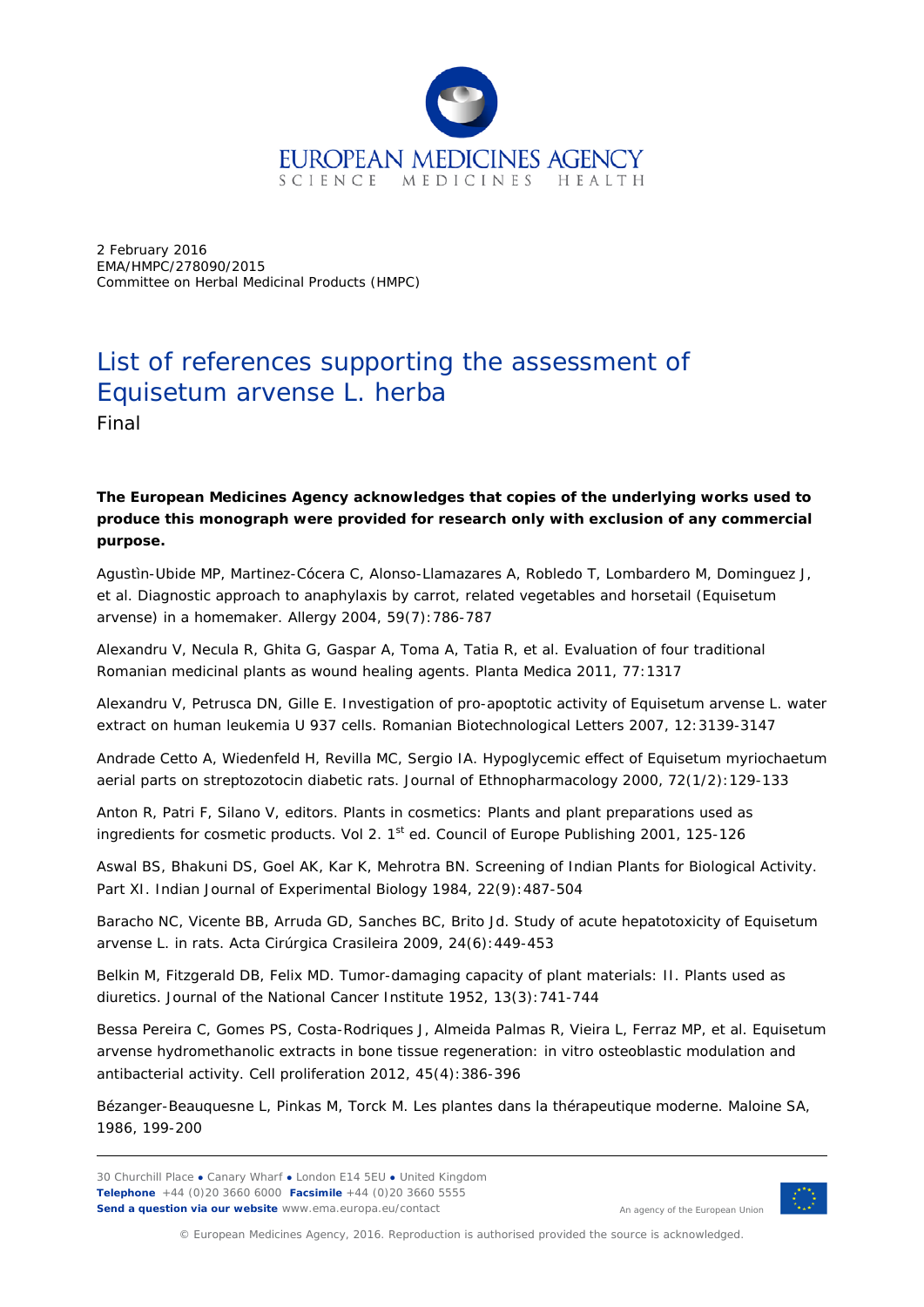2 February 2016
EMA/HMPC/278090/2015
Committee on Herbal Medicinal Products (HMPC)

# List of references supporting the assessment of Equisetum arvense L. herba

Final

**The European Medicines Agency acknowledges that copies of the underlying works used to produce this monograph were provided for research only with exclusion of any commercial purpose.**

Agustìn-Ubide MP, Martinez-Cócera C, Alonso-Llamazares A, Robledo T, Lombardero M, Dominguez J, et al. Diagnostic approach to anaphylaxis by carrot, related vegetables and horsetail (Equisetum arvense) in a homemaker. Allergy 2004, 59(7):786-787

Alexandru V, Necula R, Ghita G, Gaspar A, Toma A, Tatia R, et al. Evaluation of four traditional Romanian medicinal plants as wound healing agents. Planta Medica 2011, 77:1317

Alexandru V, Petrusca DN, Gille E. Investigation of pro-apoptotic activity of Equisetum arvense L. water extract on human leukemia U 937 cells. Romanian Biotechnological Letters 2007, 12:3139-3147

Andrade Cetto A, Wiedenfeld H, Revilla MC, Sergio IA. Hypoglycemic effect of Equisetum myriochaetum aerial parts on streptozotocin diabetic rats. Journal of Ethnopharmacology 2000, 72(1/2):129-133

Anton R, Patri F, Silano V, editors. Plants in cosmetics: Plants and plant preparations used as ingredients for cosmetic products. Vol 2. 1st ed. Council of Europe Publishing 2001, 125-126

Aswal BS, Bhakuni DS, Goel AK, Kar K, Mehrotra BN. Screening of Indian Plants for Biological Activity. Part XI. Indian Journal of Experimental Biology 1984, 22(9):487-504

Baracho NC, Vicente BB, Arruda GD, Sanches BC, Brito Jd. Study of acute hepatotoxicity of Equisetum arvense L. in rats. Acta Cirúrgica Crasileira 2009, 24(6):449-453

Belkin M, Fitzgerald DB, Felix MD. Tumor-damaging capacity of plant materials: II. Plants used as diuretics. Journal of the National Cancer Institute 1952, 13(3):741-744

Bessa Pereira C, Gomes PS, Costa-Rodriques J, Almeida Palmas R, Vieira L, Ferraz MP, et al. Equisetum arvense hydromethanolic extracts in bone tissue regeneration: in vitro osteoblastic modulation and antibacterial activity. Cell proliferation 2012, 45(4):386-396

Bézanger-Beauquesne L, Pinkas M, Torck M. Les plantes dans la thérapeutique moderne. Maloine SA, 1986, 199-200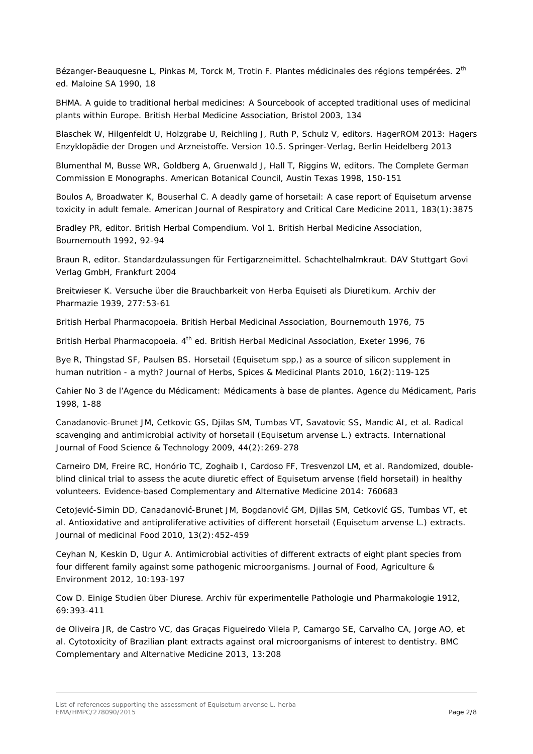Bézanger-Beauquesne L, Pinkas M, Torck M, Trotin F. Plantes médicinales des régions tempérées. 2[th] ed. Maloine SA 1990, 18

BHMA. A guide to traditional herbal medicines: A Sourcebook of accepted traditional uses of medicinal plants within Europe. British Herbal Medicine Association, Bristol 2003, 134

Blaschek W, Hilgenfeldt U, Holzgrabe U, Reichling J, Ruth P, Schulz V, editors. HagerROM 2013: Hagers Enzyklopädie der Drogen und Arzneistoffe. Version 10.5. Springer-Verlag, Berlin Heidelberg 2013

Blumenthal M, Busse WR, Goldberg A, Gruenwald J, Hall T, Riggins W, editors. The Complete German Commission E Monographs. American Botanical Council, Austin Texas 1998, 150-151

Boulos A, Broadwater K, Bouserhal C. A deadly game of horsetail: A case report of Equisetum arvense toxicity in adult female. American Journal of Respiratory and Critical Care Medicine 2011, 183(1):3875

Bradley PR, editor. British Herbal Compendium. Vol 1. British Herbal Medicine Association, Bournemouth 1992, 92-94

Braun R, editor. Standardzulassungen für Fertigarzneimittel. Schachtelhalmkraut. DAV Stuttgart Govi Verlag GmbH, Frankfurt 2004

Breitwieser K. Versuche über die Brauchbarkeit von Herba Equiseti als Diuretikum. Archiv der Pharmazie 1939, 277:53-61

British Herbal Pharmacopoeia. British Herbal Medicinal Association, Bournemouth 1976, 75

British Herbal Pharmacopoeia. 4[th] ed. British Herbal Medicinal Association, Exeter 1996, 76

Bye R, Thingstad SF, Paulsen BS. Horsetail (Equisetum spp,) as a source of silicon supplement in human nutrition - a myth? Journal of Herbs, Spices & Medicinal Plants 2010, 16(2):119-125

Cahier No 3 de l'Agence du Médicament: Médicaments à base de plantes. Agence du Médicament, Paris 1998, 1-88

Canadanovic-Brunet JM, Cetkovic GS, Djilas SM, Tumbas VT, Savatovic SS, Mandic AI, et al. Radical scavenging and antimicrobial activity of horsetail (Equisetum arvense L.) extracts. International Journal of Food Science & Technology 2009, 44(2):269-278

Carneiro DM, Freire RC, Honório TC, Zoghaib I, Cardoso FF, Tresvenzol LM, et al. Randomized, double-blind clinical trial to assess the acute diuretic effect of Equisetum arvense (field horsetail) in healthy volunteers. Evidence-based Complementary and Alternative Medicine 2014: 760683

Cetojević-Simin DD, Canadanović-Brunet JM, Bogdanović GM, Djilas SM, Cetković GS, Tumbas VT, et al. Antioxidative and antiproliferative activities of different horsetail (Equisetum arvense L.) extracts. Journal of medicinal Food 2010, 13(2):452-459

Ceyhan N, Keskin D, Ugur A. Antimicrobial activities of different extracts of eight plant species from four different family against some pathogenic microorganisms. Journal of Food, Agriculture & Environment 2012, 10:193-197

Cow D. Einige Studien über Diurese. Archiv für experimentelle Pathologie und Pharmakologie 1912, 69:393-411

de Oliveira JR, de Castro VC, das Graças Figueiredo Vilela P, Camargo SE, Carvalho CA, Jorge AO, et al. Cytotoxicity of Brazilian plant extracts against oral microorganisms of interest to dentistry. BMC Complementary and Alternative Medicine 2013, 13:208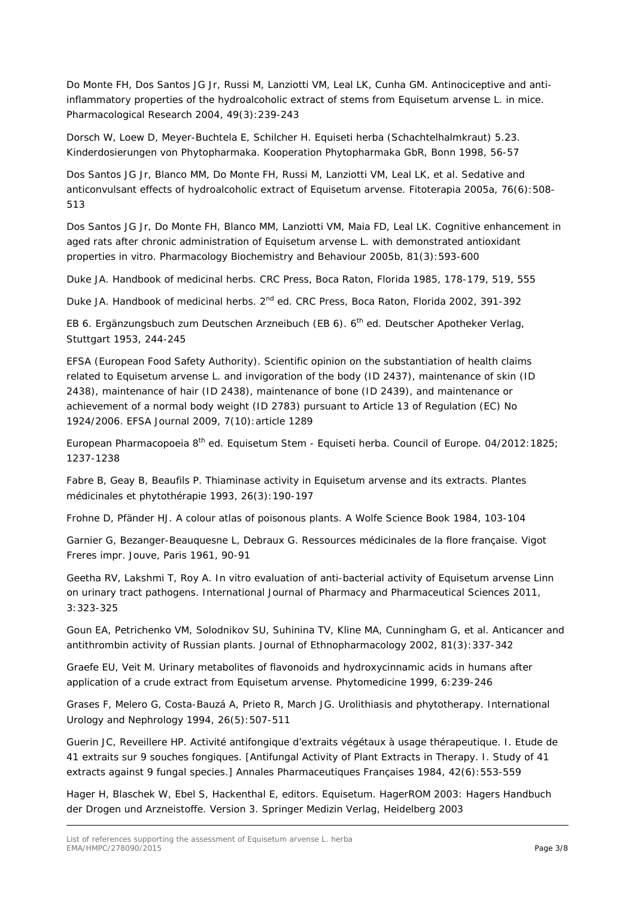Do Monte FH, Dos Santos JG Jr, Russi M, Lanziotti VM, Leal LK, Cunha GM. Antinociceptive and anti-inflammatory properties of the hydroalcoholic extract of stems from Equisetum arvense L. in mice. Pharmacological Research 2004, 49(3):239-243

Dorsch W, Loew D, Meyer-Buchtela E, Schilcher H. Equiseti herba (Schachtelhalmkraut) 5.23. Kinderdosierungen von Phytopharmaka. Kooperation Phytopharmaka GbR, Bonn 1998, 56-57

Dos Santos JG Jr, Blanco MM, Do Monte FH, Russi M, Lanziotti VM, Leal LK, et al. Sedative and anticonvulsant effects of hydroalcoholic extract of Equisetum arvense. Fitoterapia 2005a, 76(6):508-513

Dos Santos JG Jr, Do Monte FH, Blanco MM, Lanziotti VM, Maia FD, Leal LK. Cognitive enhancement in aged rats after chronic administration of Equisetum arvense L. with demonstrated antioxidant properties in vitro. Pharmacology Biochemistry and Behaviour 2005b, 81(3):593-600

Duke JA. Handbook of medicinal herbs. CRC Press, Boca Raton, Florida 1985, 178-179, 519, 555

Duke JA. Handbook of medicinal herbs. 2nd ed. CRC Press, Boca Raton, Florida 2002, 391-392

EB 6. Ergänzungsbuch zum Deutschen Arzneibuch (EB 6). 6th ed. Deutscher Apotheker Verlag, Stuttgart 1953, 244-245

EFSA (European Food Safety Authority). Scientific opinion on the substantiation of health claims related to Equisetum arvense L. and invigoration of the body (ID 2437), maintenance of skin (ID 2438), maintenance of hair (ID 2438), maintenance of bone (ID 2439), and maintenance or achievement of a normal body weight (ID 2783) pursuant to Article 13 of Regulation (EC) No 1924/2006. EFSA Journal 2009, 7(10):article 1289

European Pharmacopoeia 8th ed. Equisetum Stem - Equiseti herba. Council of Europe. 04/2012:1825; 1237-1238

Fabre B, Geay B, Beaufils P. Thiaminase activity in Equisetum arvense and its extracts. Plantes médicinales et phytothérapie 1993, 26(3):190-197

Frohne D, Pfänder HJ. A colour atlas of poisonous plants. A Wolfe Science Book 1984, 103-104

Garnier G, Bezanger-Beauquesne L, Debraux G. Ressources médicinales de la flore française. Vigot Freres impr. Jouve, Paris 1961, 90-91

Geetha RV, Lakshmi T, Roy A. In vitro evaluation of anti-bacterial activity of Equisetum arvense Linn on urinary tract pathogens. International Journal of Pharmacy and Pharmaceutical Sciences 2011, 3:323-325

Goun EA, Petrichenko VM, Solodnikov SU, Suhinina TV, Kline MA, Cunningham G, et al. Anticancer and antithrombin activity of Russian plants. Journal of Ethnopharmacology 2002, 81(3):337-342

Graefe EU, Veit M. Urinary metabolites of flavonoids and hydroxycinnamic acids in humans after application of a crude extract from Equisetum arvense. Phytomedicine 1999, 6:239-246

Grases F, Melero G, Costa-Bauzá A, Prieto R, March JG. Urolithiasis and phytotherapy. International Urology and Nephrology 1994, 26(5):507-511

Guerin JC, Reveillere HP. Activité antifongique d'extraits végétaux à usage thérapeutique. I. Etude de 41 extraits sur 9 souches fongiques. [Antifungal Activity of Plant Extracts in Therapy. I. Study of 41 extracts against 9 fungal species.] Annales Pharmaceutiques Françaises 1984, 42(6):553-559

Hager H, Blaschek W, Ebel S, Hackenthal E, editors. Equisetum. HagerROM 2003: Hagers Handbuch der Drogen und Arzneistoffe. Version 3. Springer Medizin Verlag, Heidelberg 2003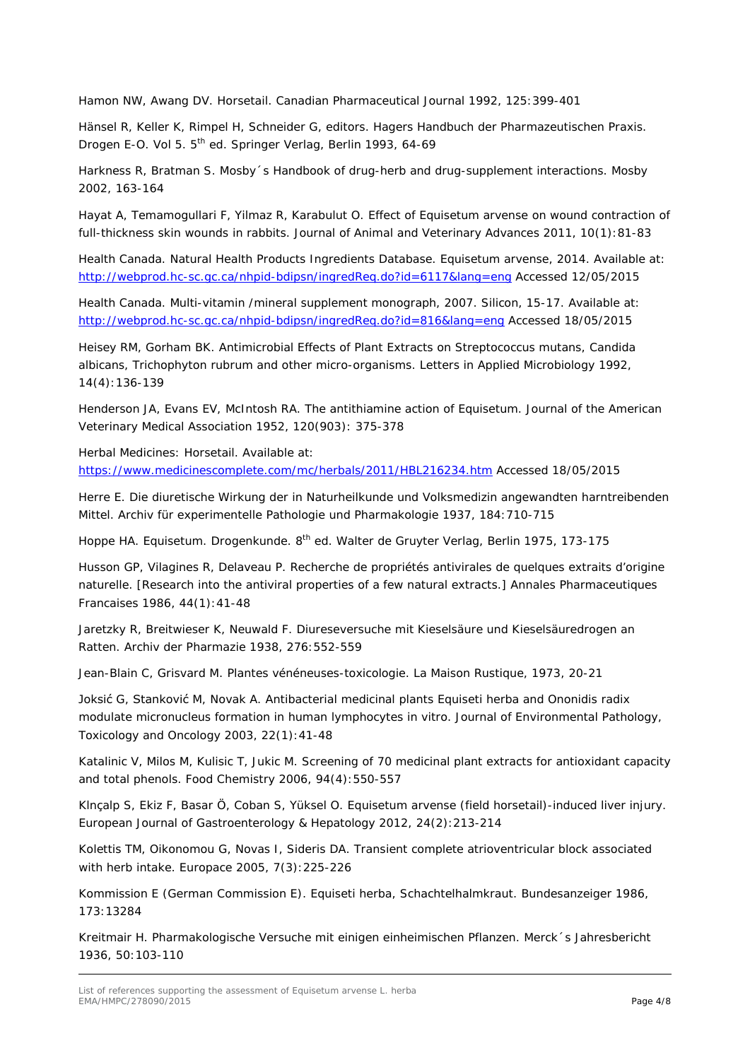Hamon NW, Awang DV. Horsetail. Canadian Pharmaceutical Journal 1992, 125:399-401

Hänsel R, Keller K, Rimpel H, Schneider G, editors. Hagers Handbuch der Pharmazeutischen Praxis. Drogen E-O. Vol 5. 5th ed. Springer Verlag, Berlin 1993, 64-69

Harkness R, Bratman S. Mosby´s Handbook of drug-herb and drug-supplement interactions. Mosby 2002, 163-164

Hayat A, Temamogullari F, Yilmaz R, Karabulut O. Effect of Equisetum arvense on wound contraction of full-thickness skin wounds in rabbits. Journal of Animal and Veterinary Advances 2011, 10(1):81-83

Health Canada. Natural Health Products Ingredients Database. Equisetum arvense, 2014. Available at: http://webprod.hc-sc.gc.ca/nhpid-bdipsn/ingredReq.do?id=6117&lang=eng Accessed 12/05/2015

Health Canada. Multi-vitamin /mineral supplement monograph, 2007. Silicon, 15-17. Available at: http://webprod.hc-sc.gc.ca/nhpid-bdipsn/ingredReq.do?id=816&lang=eng Accessed 18/05/2015

Heisey RM, Gorham BK. Antimicrobial Effects of Plant Extracts on Streptococcus mutans, Candida albicans, Trichophyton rubrum and other micro-organisms. Letters in Applied Microbiology 1992, 14(4):136-139

Henderson JA, Evans EV, McIntosh RA. The antithiamine action of Equisetum. Journal of the American Veterinary Medical Association 1952, 120(903): 375-378

Herbal Medicines: Horsetail. Available at: https://www.medicinescomplete.com/mc/herbals/2011/HBL216234.htm Accessed 18/05/2015

Herre E. Die diuretische Wirkung der in Naturheilkunde und Volksmedizin angewandten harntreibenden Mittel. Archiv für experimentelle Pathologie und Pharmakologie 1937, 184:710-715

Hoppe HA. Equisetum. Drogenkunde. 8th ed. Walter de Gruyter Verlag, Berlin 1975, 173-175

Husson GP, Vilagines R, Delaveau P. Recherche de propriétés antivirales de quelques extraits d'origine naturelle. [Research into the antiviral properties of a few natural extracts.] Annales Pharmaceutiques Francaises 1986, 44(1):41-48

Jaretzky R, Breitwieser K, Neuwald F. Diureseversuche mit Kieselsäure und Kieselsäuredrogen an Ratten. Archiv der Pharmazie 1938, 276:552-559

Jean-Blain C, Grisvard M. Plantes vénéneuses-toxicologie. La Maison Rustique, 1973, 20-21

Joksić G, Stanković M, Novak A. Antibacterial medicinal plants Equiseti herba and Ononidis radix modulate micronucleus formation in human lymphocytes in vitro. Journal of Environmental Pathology, Toxicology and Oncology 2003, 22(1):41-48

Katalinic V, Milos M, Kulisic T, Jukic M. Screening of 70 medicinal plant extracts for antioxidant capacity and total phenols. Food Chemistry 2006, 94(4):550-557

Klnçalp S, Ekiz F, Basar Ö, Coban S, Yüksel O. Equisetum arvense (field horsetail)-induced liver injury. European Journal of Gastroenterology & Hepatology 2012, 24(2):213-214

Kolettis TM, Oikonomou G, Novas I, Sideris DA. Transient complete atrioventricular block associated with herb intake. Europace 2005, 7(3):225-226

Kommission E (German Commission E). Equiseti herba, Schachtelhalmkraut. Bundesanzeiger 1986, 173:13284

Kreitmair H. Pharmakologische Versuche mit einigen einheimischen Pflanzen. Merck´s Jahresbericht 1936, 50:103-110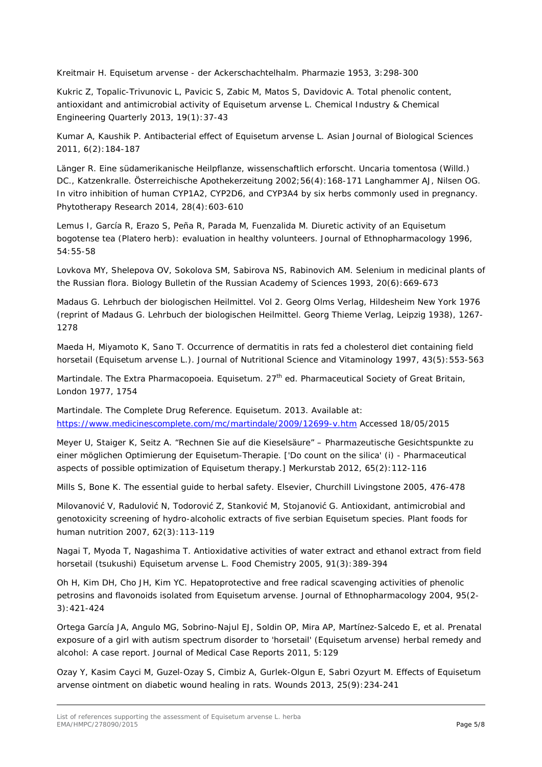Kreitmair H. Equisetum arvense - der Ackerschachtelhalm. Pharmazie 1953, 3:298-300

Kukric Z, Topalic-Trivunovic L, Pavicic S, Zabic M, Matos S, Davidovic A. Total phenolic content, antioxidant and antimicrobial activity of Equisetum arvense L. Chemical Industry & Chemical Engineering Quarterly 2013, 19(1):37-43

Kumar A, Kaushik P. Antibacterial effect of Equisetum arvense L. Asian Journal of Biological Sciences 2011, 6(2):184-187

Länger R. Eine südamerikanische Heilpflanze, wissenschaftlich erforscht. Uncaria tomentosa (Willd.) DC., Katzenkralle. Österreichische Apothekerzeitung 2002;56(4):168-171 Langhammer AJ, Nilsen OG. In vitro inhibition of human CYP1A2, CYP2D6, and CYP3A4 by six herbs commonly used in pregnancy. Phytotherapy Research 2014, 28(4):603-610

Lemus I, García R, Erazo S, Peña R, Parada M, Fuenzalida M. Diuretic activity of an Equisetum bogotense tea (Platero herb): evaluation in healthy volunteers. Journal of Ethnopharmacology 1996, 54:55-58

Lovkova MY, Shelepova OV, Sokolova SM, Sabirova NS, Rabinovich AM. Selenium in medicinal plants of the Russian flora. Biology Bulletin of the Russian Academy of Sciences 1993, 20(6):669-673

Madaus G. Lehrbuch der biologischen Heilmittel. Vol 2. Georg Olms Verlag, Hildesheim New York 1976 (reprint of Madaus G. Lehrbuch der biologischen Heilmittel. Georg Thieme Verlag, Leipzig 1938), 1267-1278

Maeda H, Miyamoto K, Sano T. Occurrence of dermatitis in rats fed a cholesterol diet containing field horsetail (Equisetum arvense L.). Journal of Nutritional Science and Vitaminology 1997, 43(5):553-563

Martindale. The Extra Pharmacopoeia. Equisetum. 27th ed. Pharmaceutical Society of Great Britain, London 1977, 1754

Martindale. The Complete Drug Reference. Equisetum. 2013. Available at: https://www.medicinescomplete.com/mc/martindale/2009/12699-v.htm Accessed 18/05/2015

Meyer U, Staiger K, Seitz A. “Rechnen Sie auf die Kieselsäure” – Pharmazeutische Gesichtspunkte zu einer möglichen Optimierung der Equisetum-Therapie. ['Do count on the silica' (i) - Pharmaceutical aspects of possible optimization of Equisetum therapy.] Merkurstab 2012, 65(2):112-116

Mills S, Bone K. The essential guide to herbal safety. Elsevier, Churchill Livingstone 2005, 476-478

Milovanović V, Radulović N, Todorović Z, Stanković M, Stojanović G. Antioxidant, antimicrobial and genotoxicity screening of hydro-alcoholic extracts of five serbian Equisetum species. Plant foods for human nutrition 2007, 62(3):113-119

Nagai T, Myoda T, Nagashima T. Antioxidative activities of water extract and ethanol extract from field horsetail (tsukushi) Equisetum arvense L. Food Chemistry 2005, 91(3):389-394

Oh H, Kim DH, Cho JH, Kim YC. Hepatoprotective and free radical scavenging activities of phenolic petrosins and flavonoids isolated from Equisetum arvense. Journal of Ethnopharmacology 2004, 95(2-3):421-424

Ortega García JA, Angulo MG, Sobrino-Najul EJ, Soldin OP, Mira AP, Martínez-Salcedo E, et al. Prenatal exposure of a girl with autism spectrum disorder to 'horsetail' (Equisetum arvense) herbal remedy and alcohol: A case report. Journal of Medical Case Reports 2011, 5:129

Ozay Y, Kasim Cayci M, Guzel-Ozay S, Cimbiz A, Gurlek-Olgun E, Sabri Ozyurt M. Effects of Equisetum arvense ointment on diabetic wound healing in rats. Wounds 2013, 25(9):234-241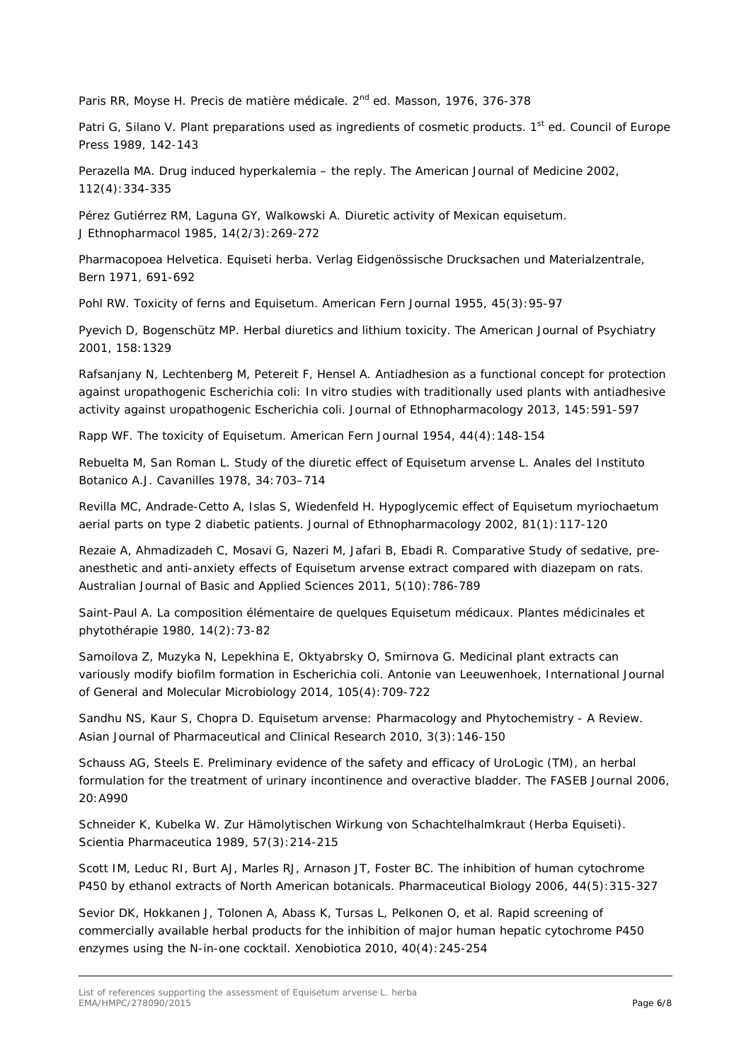Paris RR, Moyse H. Precis de matière médicale. 2nd ed. Masson, 1976, 376-378

Patri G, Silano V. Plant preparations used as ingredients of cosmetic products. 1st ed. Council of Europe Press 1989, 142-143

Perazella MA. Drug induced hyperkalemia – the reply. The American Journal of Medicine 2002, 112(4):334-335

Pérez Gutiérrez RM, Laguna GY, Walkowski A. Diuretic activity of Mexican equisetum. J Ethnopharmacol 1985, 14(2/3):269-272

Pharmacopoea Helvetica. Equiseti herba. Verlag Eidgenössische Drucksachen und Materialzentrale, Bern 1971, 691-692

Pohl RW. Toxicity of ferns and Equisetum. American Fern Journal 1955, 45(3):95-97

Pyevich D, Bogenschütz MP. Herbal diuretics and lithium toxicity. The American Journal of Psychiatry 2001, 158:1329

Rafsanjany N, Lechtenberg M, Petereit F, Hensel A. Antiadhesion as a functional concept for protection against uropathogenic Escherichia coli: In vitro studies with traditionally used plants with antiadhesive activity against uropathogenic Escherichia coli. Journal of Ethnopharmacology 2013, 145:591-597

Rapp WF. The toxicity of Equisetum. American Fern Journal 1954, 44(4):148-154

Rebuelta M, San Roman L. Study of the diuretic effect of Equisetum arvense L. Anales del Instituto Botanico A.J. Cavanilles 1978, 34:703–714

Revilla MC, Andrade-Cetto A, Islas S, Wiedenfeld H. Hypoglycemic effect of Equisetum myriochaetum aerial parts on type 2 diabetic patients. Journal of Ethnopharmacology 2002, 81(1):117-120

Rezaie A, Ahmadizadeh C, Mosavi G, Nazeri M, Jafari B, Ebadi R. Comparative Study of sedative, pre-anesthetic and anti-anxiety effects of Equisetum arvense extract compared with diazepam on rats. Australian Journal of Basic and Applied Sciences 2011, 5(10):786-789

Saint-Paul A. La composition élémentaire de quelques Equisetum médicaux. Plantes médicinales et phytothérapie 1980, 14(2):73-82

Samoilova Z, Muzyka N, Lepekhina E, Oktyabrsky O, Smirnova G. Medicinal plant extracts can variously modify biofilm formation in Escherichia coli. Antonie van Leeuwenhoek, International Journal of General and Molecular Microbiology 2014, 105(4):709-722

Sandhu NS, Kaur S, Chopra D. Equisetum arvense: Pharmacology and Phytochemistry - A Review. Asian Journal of Pharmaceutical and Clinical Research 2010, 3(3):146-150

Schauss AG, Steels E. Preliminary evidence of the safety and efficacy of UroLogic (TM), an herbal formulation for the treatment of urinary incontinence and overactive bladder. The FASEB Journal 2006, 20:A990

Schneider K, Kubelka W. Zur Hämolytischen Wirkung von Schachtelhalmkraut (Herba Equiseti). Scientia Pharmaceutica 1989, 57(3):214-215

Scott IM, Leduc RI, Burt AJ, Marles RJ, Arnason JT, Foster BC. The inhibition of human cytochrome P450 by ethanol extracts of North American botanicals. Pharmaceutical Biology 2006, 44(5):315-327

Sevior DK, Hokkanen J, Tolonen A, Abass K, Tursas L, Pelkonen O, et al. Rapid screening of commercially available herbal products for the inhibition of major human hepatic cytochrome P450 enzymes using the N-in-one cocktail. Xenobiotica 2010, 40(4):245-254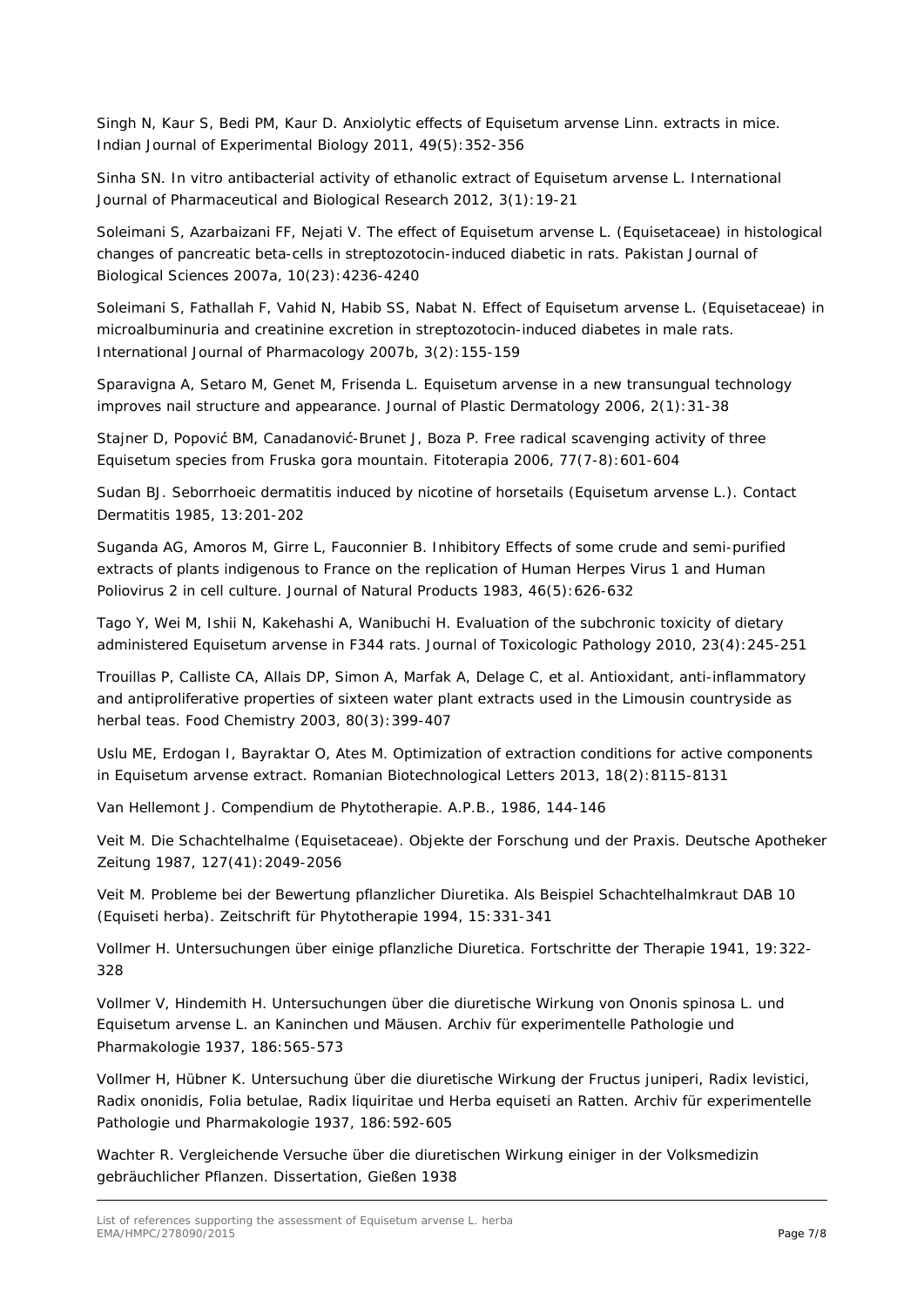Singh N, Kaur S, Bedi PM, Kaur D. Anxiolytic effects of Equisetum arvense Linn. extracts in mice. Indian Journal of Experimental Biology 2011, 49(5):352-356

Sinha SN. In vitro antibacterial activity of ethanolic extract of Equisetum arvense L. International Journal of Pharmaceutical and Biological Research 2012, 3(1):19-21

Soleimani S, Azarbaizani FF, Nejati V. The effect of Equisetum arvense L. (Equisetaceae) in histological changes of pancreatic beta-cells in streptozotocin-induced diabetic in rats. Pakistan Journal of Biological Sciences 2007a, 10(23):4236-4240

Soleimani S, Fathallah F, Vahid N, Habib SS, Nabat N. Effect of Equisetum arvense L. (Equisetaceae) in microalbuminuria and creatinine excretion in streptozotocin-induced diabetes in male rats. International Journal of Pharmacology 2007b, 3(2):155-159

Sparavigna A, Setaro M, Genet M, Frisenda L. Equisetum arvense in a new transungual technology improves nail structure and appearance. Journal of Plastic Dermatology 2006, 2(1):31-38

Stajner D, Popović BM, Canadanović-Brunet J, Boza P. Free radical scavenging activity of three Equisetum species from Fruska gora mountain. Fitoterapia 2006, 77(7-8):601-604

Sudan BJ. Seborrhoeic dermatitis induced by nicotine of horsetails (Equisetum arvense L.). Contact Dermatitis 1985, 13:201-202

Suganda AG, Amoros M, Girre L, Fauconnier B. Inhibitory Effects of some crude and semi-purified extracts of plants indigenous to France on the replication of Human Herpes Virus 1 and Human Poliovirus 2 in cell culture. Journal of Natural Products 1983, 46(5):626-632

Tago Y, Wei M, Ishii N, Kakehashi A, Wanibuchi H. Evaluation of the subchronic toxicity of dietary administered Equisetum arvense in F344 rats. Journal of Toxicologic Pathology 2010, 23(4):245-251

Trouillas P, Calliste CA, Allais DP, Simon A, Marfak A, Delage C, et al. Antioxidant, anti-inflammatory and antiproliferative properties of sixteen water plant extracts used in the Limousin countryside as herbal teas. Food Chemistry 2003, 80(3):399-407

Uslu ME, Erdogan I, Bayraktar O, Ates M. Optimization of extraction conditions for active components in Equisetum arvense extract. Romanian Biotechnological Letters 2013, 18(2):8115-8131

Van Hellemont J. Compendium de Phytotherapie. A.P.B., 1986, 144-146

Veit M. Die Schachtelhalme (Equisetaceae). Objekte der Forschung und der Praxis. Deutsche Apotheker Zeitung 1987, 127(41):2049-2056

Veit M. Probleme bei der Bewertung pflanzlicher Diuretika. Als Beispiel Schachtelhalmkraut DAB 10 (Equiseti herba). Zeitschrift für Phytotherapie 1994, 15:331-341

Vollmer H. Untersuchungen über einige pflanzliche Diuretica. Fortschritte der Therapie 1941, 19:322-328

Vollmer V, Hindemith H. Untersuchungen über die diuretische Wirkung von Ononis spinosa L. und Equisetum arvense L. an Kaninchen und Mäusen. Archiv für experimentelle Pathologie und Pharmakologie 1937, 186:565-573

Vollmer H, Hübner K. Untersuchung über die diuretische Wirkung der Fructus juniperi, Radix levistici, Radix ononidis, Folia betulae, Radix liquiritae und Herba equiseti an Ratten. Archiv für experimentelle Pathologie und Pharmakologie 1937, 186:592-605

Wachter R. Vergleichende Versuche über die diuretischen Wirkung einiger in der Volksmedizin gebräuchlicher Pflanzen. Dissertation, Gießen 1938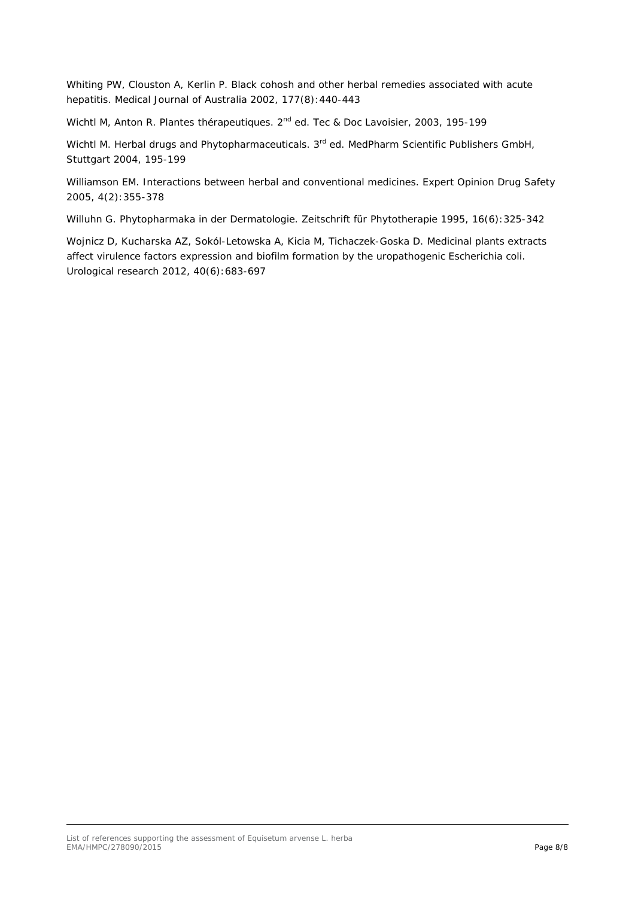Whiting PW, Clouston A, Kerlin P. Black cohosh and other herbal remedies associated with acute hepatitis. Medical Journal of Australia 2002, 177(8):440-443

Wichtl M, Anton R. Plantes thérapeutiques. 2nd ed. Tec & Doc Lavoisier, 2003, 195-199

Wichtl M. Herbal drugs and Phytopharmaceuticals. 3rd ed. MedPharm Scientific Publishers GmbH, Stuttgart 2004, 195-199

Williamson EM. Interactions between herbal and conventional medicines. Expert Opinion Drug Safety 2005, 4(2):355-378

Willuhn G. Phytopharmaka in der Dermatologie. Zeitschrift für Phytotherapie 1995, 16(6):325-342

Wojnicz D, Kucharska AZ, Sokól-Letowska A, Kicia M, Tichaczek-Goska D. Medicinal plants extracts affect virulence factors expression and biofilm formation by the uropathogenic Escherichia coli. Urological research 2012, 40(6):683-697